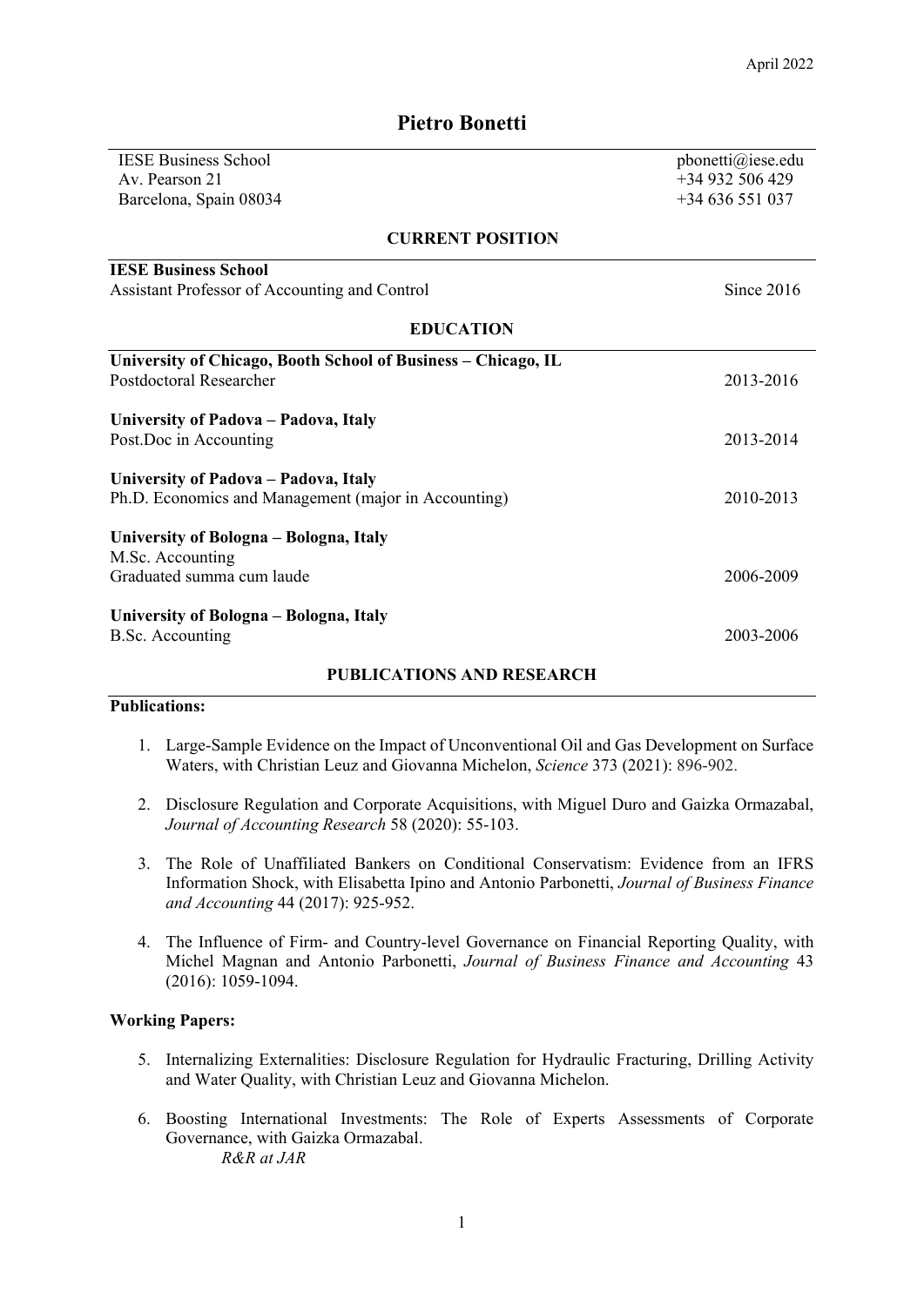April 2022

# Pietro Bonetti

IESE Business School
Av. Pearson 21
Barcelona, Spain 08034

pbonetti@iese.edu
+34 932 506 429
+34 636 551 037

## CURRENT POSITION

**IESE Business School**
Assistant Professor of Accounting and Control — Since 2016

## EDUCATION

**University of Chicago, Booth School of Business – Chicago, IL**
Postdoctoral Researcher — 2013-2016

**University of Padova – Padova, Italy**
Post.Doc in Accounting — 2013-2014

**University of Padova – Padova, Italy**
Ph.D. Economics and Management (major in Accounting) — 2010-2013

**University of Bologna – Bologna, Italy**
M.Sc. Accounting
Graduated summa cum laude — 2006-2009

**University of Bologna – Bologna, Italy**
B.Sc. Accounting — 2003-2006

## PUBLICATIONS AND RESEARCH

**Publications:**

1. Large-Sample Evidence on the Impact of Unconventional Oil and Gas Development on Surface Waters, with Christian Leuz and Giovanna Michelon, *Science* 373 (2021): 896-902.

2. Disclosure Regulation and Corporate Acquisitions, with Miguel Duro and Gaizka Ormazabal, *Journal of Accounting Research* 58 (2020): 55-103.

3. The Role of Unaffiliated Bankers on Conditional Conservatism: Evidence from an IFRS Information Shock, with Elisabetta Ipino and Antonio Parbonetti, *Journal of Business Finance and Accounting* 44 (2017): 925-952.

4. The Influence of Firm- and Country-level Governance on Financial Reporting Quality, with Michel Magnan and Antonio Parbonetti, *Journal of Business Finance and Accounting* 43 (2016): 1059-1094.

**Working Papers:**

5. Internalizing Externalities: Disclosure Regulation for Hydraulic Fracturing, Drilling Activity and Water Quality, with Christian Leuz and Giovanna Michelon.

6. Boosting International Investments: The Role of Experts Assessments of Corporate Governance, with Gaizka Ormazabal.
   *R&R at JAR*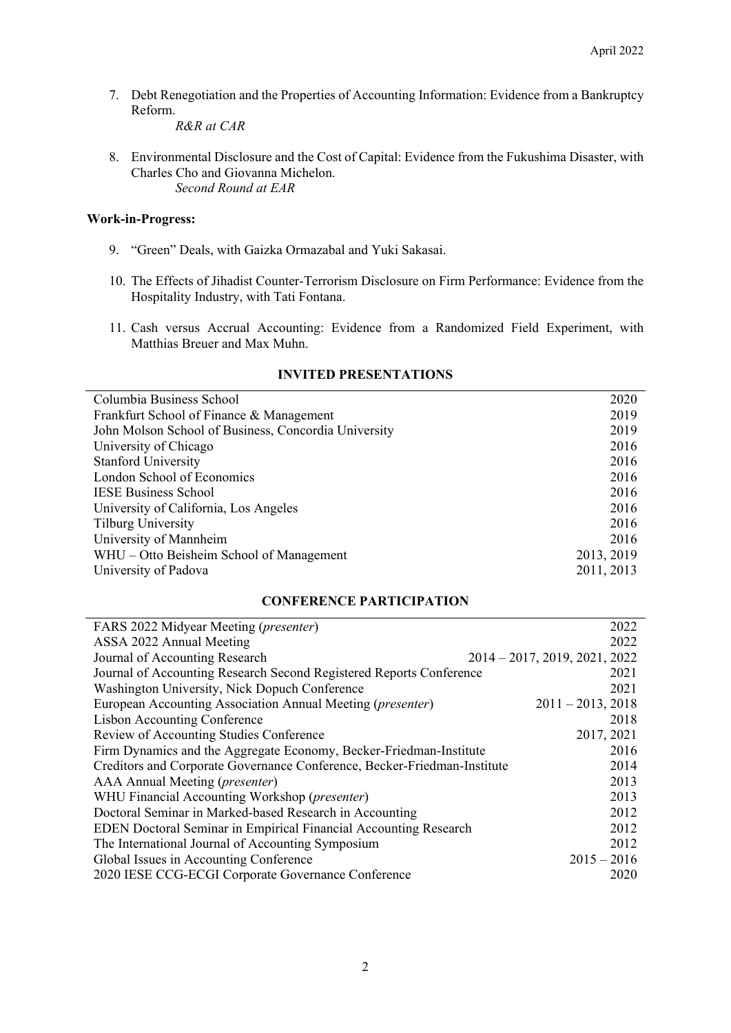7. Debt Renegotiation and the Properties of Accounting Information: Evidence from a Bankruptcy Reform.
   *R&R at CAR*

8. Environmental Disclosure and the Cost of Capital: Evidence from the Fukushima Disaster, with Charles Cho and Giovanna Michelon.
   *Second Round at EAR*

**Work-in-Progress:**

9. "Green" Deals, with Gaizka Ormazabal and Yuki Sakasai.

10. The Effects of Jihadist Counter-Terrorism Disclosure on Firm Performance: Evidence from the Hospitality Industry, with Tati Fontana.

11. Cash versus Accrual Accounting: Evidence from a Randomized Field Experiment, with Matthias Breuer and Max Muhn.

## INVITED PRESENTATIONS

| | |
|---|---|
| Columbia Business School | 2020 |
| Frankfurt School of Finance & Management | 2019 |
| John Molson School of Business, Concordia University | 2019 |
| University of Chicago | 2016 |
| Stanford University | 2016 |
| London School of Economics | 2016 |
| IESE Business School | 2016 |
| University of California, Los Angeles | 2016 |
| Tilburg University | 2016 |
| University of Mannheim | 2016 |
| WHU – Otto Beisheim School of Management | 2013, 2019 |
| University of Padova | 2011, 2013 |

## CONFERENCE PARTICIPATION

| | |
|---|---|
| FARS 2022 Midyear Meeting (*presenter*) | 2022 |
| ASSA 2022 Annual Meeting | 2022 |
| Journal of Accounting Research | 2014 – 2017, 2019, 2021, 2022 |
| Journal of Accounting Research Second Registered Reports Conference | 2021 |
| Washington University, Nick Dopuch Conference | 2021 |
| European Accounting Association Annual Meeting (*presenter*) | 2011 – 2013, 2018 |
| Lisbon Accounting Conference | 2018 |
| Review of Accounting Studies Conference | 2017, 2021 |
| Firm Dynamics and the Aggregate Economy, Becker-Friedman-Institute | 2016 |
| Creditors and Corporate Governance Conference, Becker-Friedman-Institute | 2014 |
| AAA Annual Meeting (*presenter*) | 2013 |
| WHU Financial Accounting Workshop (*presenter*) | 2013 |
| Doctoral Seminar in Marked-based Research in Accounting | 2012 |
| EDEN Doctoral Seminar in Empirical Financial Accounting Research | 2012 |
| The International Journal of Accounting Symposium | 2012 |
| Global Issues in Accounting Conference | 2015 – 2016 |
| 2020 IESE CCG-ECGI Corporate Governance Conference | 2020 |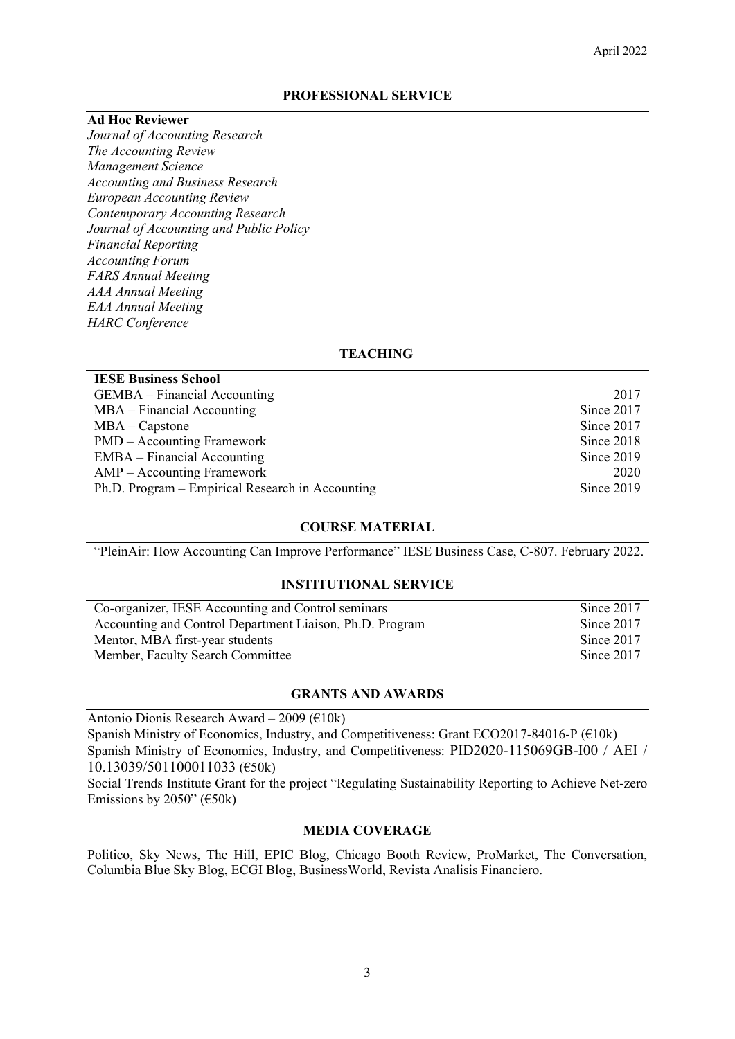## PROFESSIONAL SERVICE

**Ad Hoc Reviewer**

*Journal of Accounting Research*
*The Accounting Review*
*Management Science*
*Accounting and Business Research*
*European Accounting Review*
*Contemporary Accounting Research*
*Journal of Accounting and Public Policy*
*Financial Reporting*
*Accounting Forum*
*FARS Annual Meeting*
*AAA Annual Meeting*
*EAA Annual Meeting*
*HARC Conference*

## TEACHING

| | |
|---|---|
| **IESE Business School** | |
| GEMBA – Financial Accounting | 2017 |
| MBA – Financial Accounting | Since 2017 |
| MBA – Capstone | Since 2017 |
| PMD – Accounting Framework | Since 2018 |
| EMBA – Financial Accounting | Since 2019 |
| AMP – Accounting Framework | 2020 |
| Ph.D. Program – Empirical Research in Accounting | Since 2019 |

## COURSE MATERIAL

"PleinAir: How Accounting Can Improve Performance" IESE Business Case, C-807. February 2022.

## INSTITUTIONAL SERVICE

| | |
|---|---|
| Co-organizer, IESE Accounting and Control seminars | Since 2017 |
| Accounting and Control Department Liaison, Ph.D. Program | Since 2017 |
| Mentor, MBA first-year students | Since 2017 |
| Member, Faculty Search Committee | Since 2017 |

## GRANTS AND AWARDS

Antonio Dionis Research Award – 2009 (€10k)
Spanish Ministry of Economics, Industry, and Competitiveness: Grant ECO2017-84016-P (€10k)
Spanish Ministry of Economics, Industry, and Competitiveness: PID2020-115069GB-I00 / AEI / 10.13039/501100011033 (€50k)
Social Trends Institute Grant for the project "Regulating Sustainability Reporting to Achieve Net-zero Emissions by 2050" (€50k)

## MEDIA COVERAGE

Politico, Sky News, The Hill, EPIC Blog, Chicago Booth Review, ProMarket, The Conversation, Columbia Blue Sky Blog, ECGI Blog, BusinessWorld, Revista Analisis Financiero.